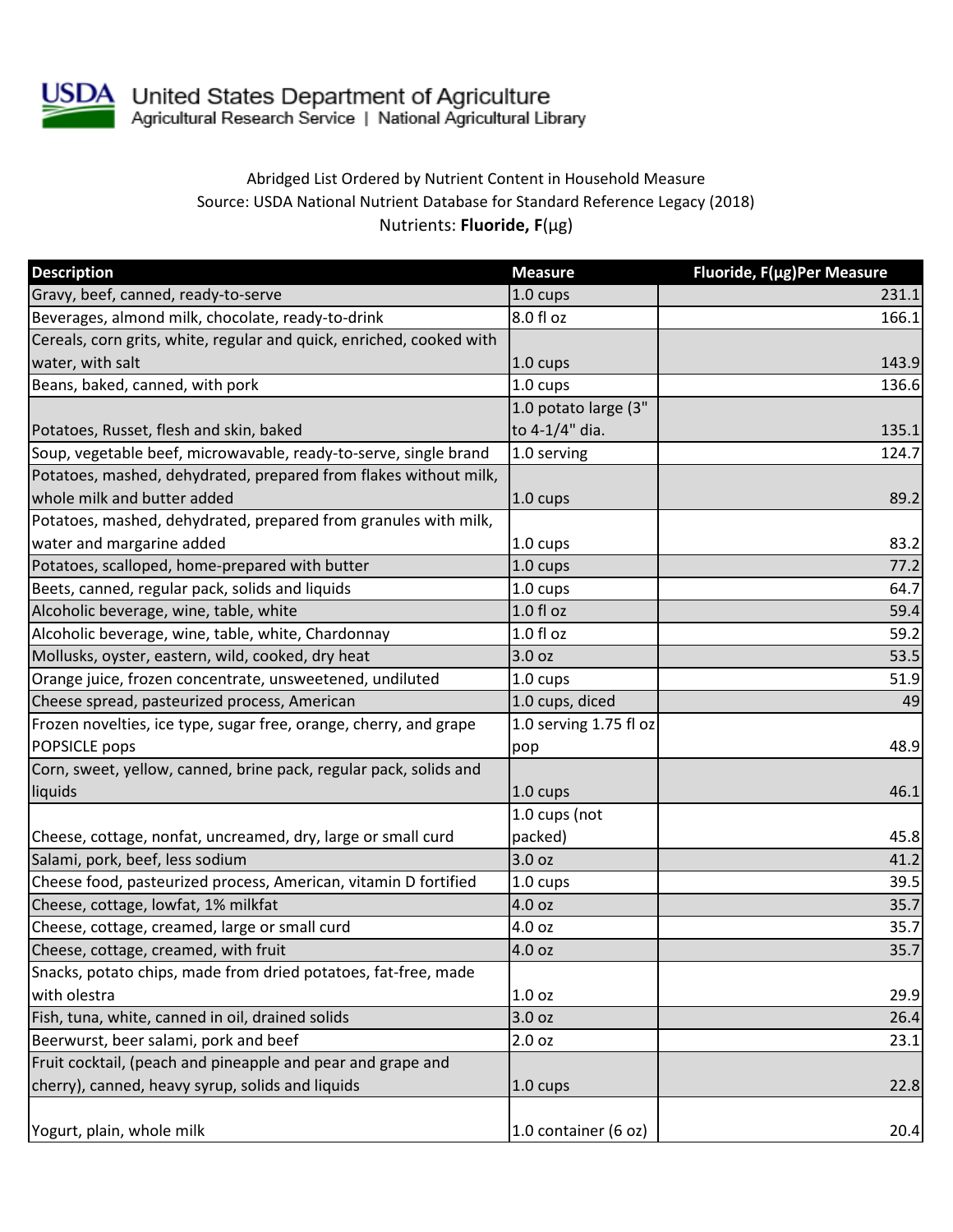United States Department of Agriculture
Agricultural Research Service | National Agricultural Library

Abridged List Ordered by Nutrient Content in Household Measure
Source: USDA National Nutrient Database for Standard Reference Legacy (2018)
Nutrients: **Fluoride, F**(µg)

| Description | Measure | Fluoride, F(µg)Per Measure |
|---|---|---|
| Gravy, beef, canned, ready-to-serve | 1.0 cups | 231.1 |
| Beverages, almond milk, chocolate, ready-to-drink | 8.0 fl oz | 166.1 |
| Cereals, corn grits, white, regular and quick, enriched, cooked with water, with salt | 1.0 cups | 143.9 |
| Beans, baked, canned, with pork | 1.0 cups | 136.6 |
| Potatoes, Russet, flesh and skin, baked | 1.0 potato large (3" to 4-1/4" dia. | 135.1 |
| Soup, vegetable beef, microwavable, ready-to-serve, single brand | 1.0 serving | 124.7 |
| Potatoes, mashed, dehydrated, prepared from flakes without milk, whole milk and butter added | 1.0 cups | 89.2 |
| Potatoes, mashed, dehydrated, prepared from granules with milk, water and margarine added | 1.0 cups | 83.2 |
| Potatoes, scalloped, home-prepared with butter | 1.0 cups | 77.2 |
| Beets, canned, regular pack, solids and liquids | 1.0 cups | 64.7 |
| Alcoholic beverage, wine, table, white | 1.0 fl oz | 59.4 |
| Alcoholic beverage, wine, table, white, Chardonnay | 1.0 fl oz | 59.2 |
| Mollusks, oyster, eastern, wild, cooked, dry heat | 3.0 oz | 53.5 |
| Orange juice, frozen concentrate, unsweetened, undiluted | 1.0 cups | 51.9 |
| Cheese spread, pasteurized process, American | 1.0 cups, diced | 49 |
| Frozen novelties, ice type, sugar free, orange, cherry, and grape POPSICLE pops | 1.0 serving 1.75 fl oz pop | 48.9 |
| Corn, sweet, yellow, canned, brine pack, regular pack, solids and liquids | 1.0 cups | 46.1 |
| Cheese, cottage, nonfat, uncreamed, dry, large or small curd | 1.0 cups (not packed) | 45.8 |
| Salami, pork, beef, less sodium | 3.0 oz | 41.2 |
| Cheese food, pasteurized process, American, vitamin D fortified | 1.0 cups | 39.5 |
| Cheese, cottage, lowfat, 1% milkfat | 4.0 oz | 35.7 |
| Cheese, cottage, creamed, large or small curd | 4.0 oz | 35.7 |
| Cheese, cottage, creamed, with fruit | 4.0 oz | 35.7 |
| Snacks, potato chips, made from dried potatoes, fat-free, made with olestra | 1.0 oz | 29.9 |
| Fish, tuna, white, canned in oil, drained solids | 3.0 oz | 26.4 |
| Beerwurst, beer salami, pork and beef | 2.0 oz | 23.1 |
| Fruit cocktail, (peach and pineapple and pear and grape and cherry), canned, heavy syrup, solids and liquids | 1.0 cups | 22.8 |
| Yogurt, plain, whole milk | 1.0 container (6 oz) | 20.4 |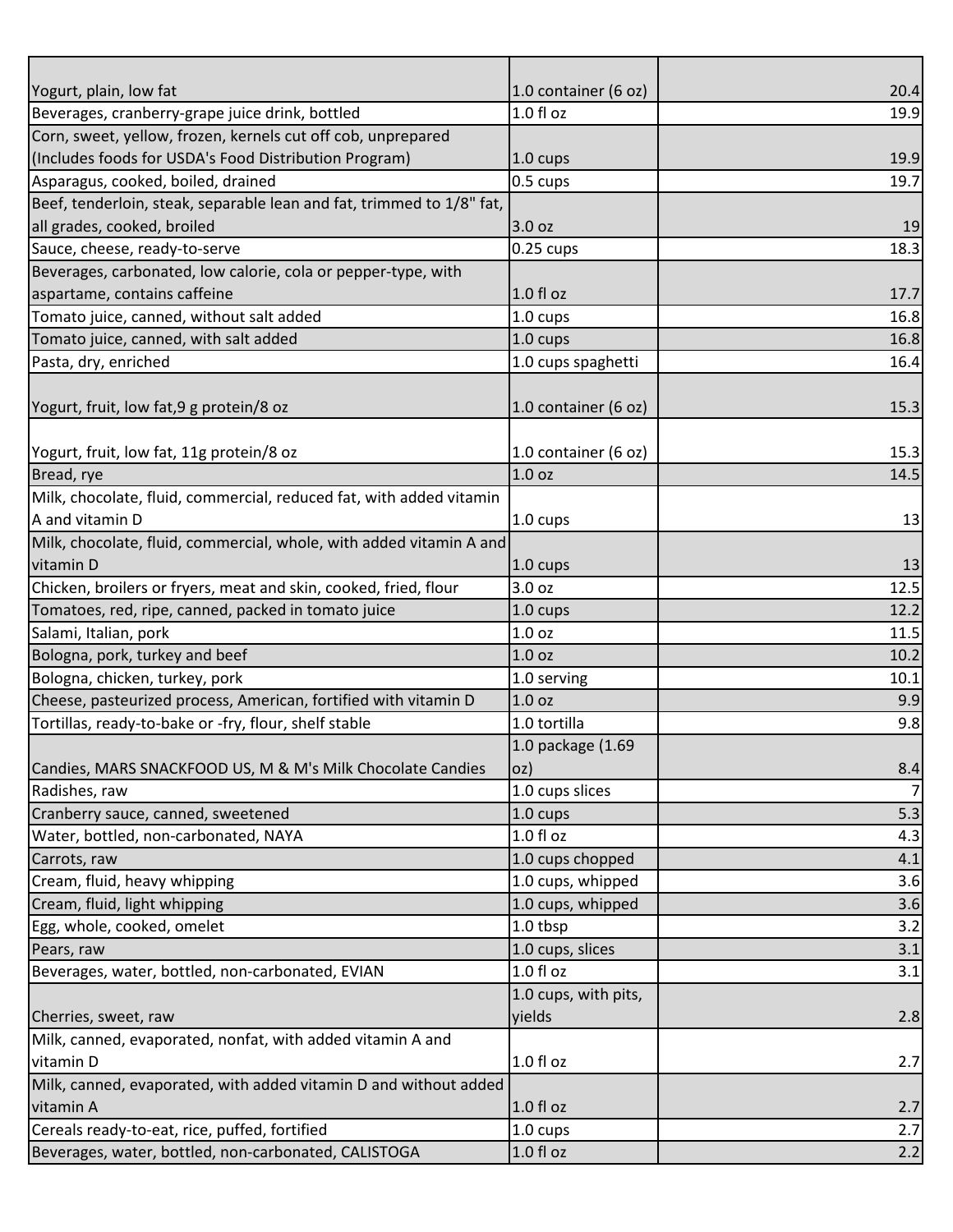| | | |
|---|---|---|
| Yogurt, plain, low fat | 1.0 container (6 oz) | 20.4 |
| Beverages, cranberry-grape juice drink, bottled | 1.0 fl oz | 19.9 |
| Corn, sweet, yellow, frozen, kernels cut off cob, unprepared (Includes foods for USDA's Food Distribution Program) | 1.0 cups | 19.9 |
| Asparagus, cooked, boiled, drained | 0.5 cups | 19.7 |
| Beef, tenderloin, steak, separable lean and fat, trimmed to 1/8" fat, all grades, cooked, broiled | 3.0 oz | 19 |
| Sauce, cheese, ready-to-serve | 0.25 cups | 18.3 |
| Beverages, carbonated, low calorie, cola or pepper-type, with aspartame, contains caffeine | 1.0 fl oz | 17.7 |
| Tomato juice, canned, without salt added | 1.0 cups | 16.8 |
| Tomato juice, canned, with salt added | 1.0 cups | 16.8 |
| Pasta, dry, enriched | 1.0 cups spaghetti | 16.4 |
| Yogurt, fruit, low fat,9 g protein/8 oz | 1.0 container (6 oz) | 15.3 |
| Yogurt, fruit, low fat, 11g protein/8 oz | 1.0 container (6 oz) | 15.3 |
| Bread, rye | 1.0 oz | 14.5 |
| Milk, chocolate, fluid, commercial, reduced fat, with added vitamin A and vitamin D | 1.0 cups | 13 |
| Milk, chocolate, fluid, commercial, whole, with added vitamin A and vitamin D | 1.0 cups | 13 |
| Chicken, broilers or fryers, meat and skin, cooked, fried, flour | 3.0 oz | 12.5 |
| Tomatoes, red, ripe, canned, packed in tomato juice | 1.0 cups | 12.2 |
| Salami, Italian, pork | 1.0 oz | 11.5 |
| Bologna, pork, turkey and beef | 1.0 oz | 10.2 |
| Bologna, chicken, turkey, pork | 1.0 serving | 10.1 |
| Cheese, pasteurized process, American, fortified with vitamin D | 1.0 oz | 9.9 |
| Tortillas, ready-to-bake or -fry, flour, shelf stable | 1.0 tortilla | 9.8 |
| Candies, MARS SNACKFOOD US, M & M's Milk Chocolate Candies | 1.0 package (1.69 oz) | 8.4 |
| Radishes, raw | 1.0 cups slices | 7 |
| Cranberry sauce, canned, sweetened | 1.0 cups | 5.3 |
| Water, bottled, non-carbonated, NAYA | 1.0 fl oz | 4.3 |
| Carrots, raw | 1.0 cups chopped | 4.1 |
| Cream, fluid, heavy whipping | 1.0 cups, whipped | 3.6 |
| Cream, fluid, light whipping | 1.0 cups, whipped | 3.6 |
| Egg, whole, cooked, omelet | 1.0 tbsp | 3.2 |
| Pears, raw | 1.0 cups, slices | 3.1 |
| Beverages, water, bottled, non-carbonated, EVIAN | 1.0 fl oz | 3.1 |
| Cherries, sweet, raw | 1.0 cups, with pits, yields | 2.8 |
| Milk, canned, evaporated, nonfat, with added vitamin A and vitamin D | 1.0 fl oz | 2.7 |
| Milk, canned, evaporated, with added vitamin D and without added vitamin A | 1.0 fl oz | 2.7 |
| Cereals ready-to-eat, rice, puffed, fortified | 1.0 cups | 2.7 |
| Beverages, water, bottled, non-carbonated, CALISTOGA | 1.0 fl oz | 2.2 |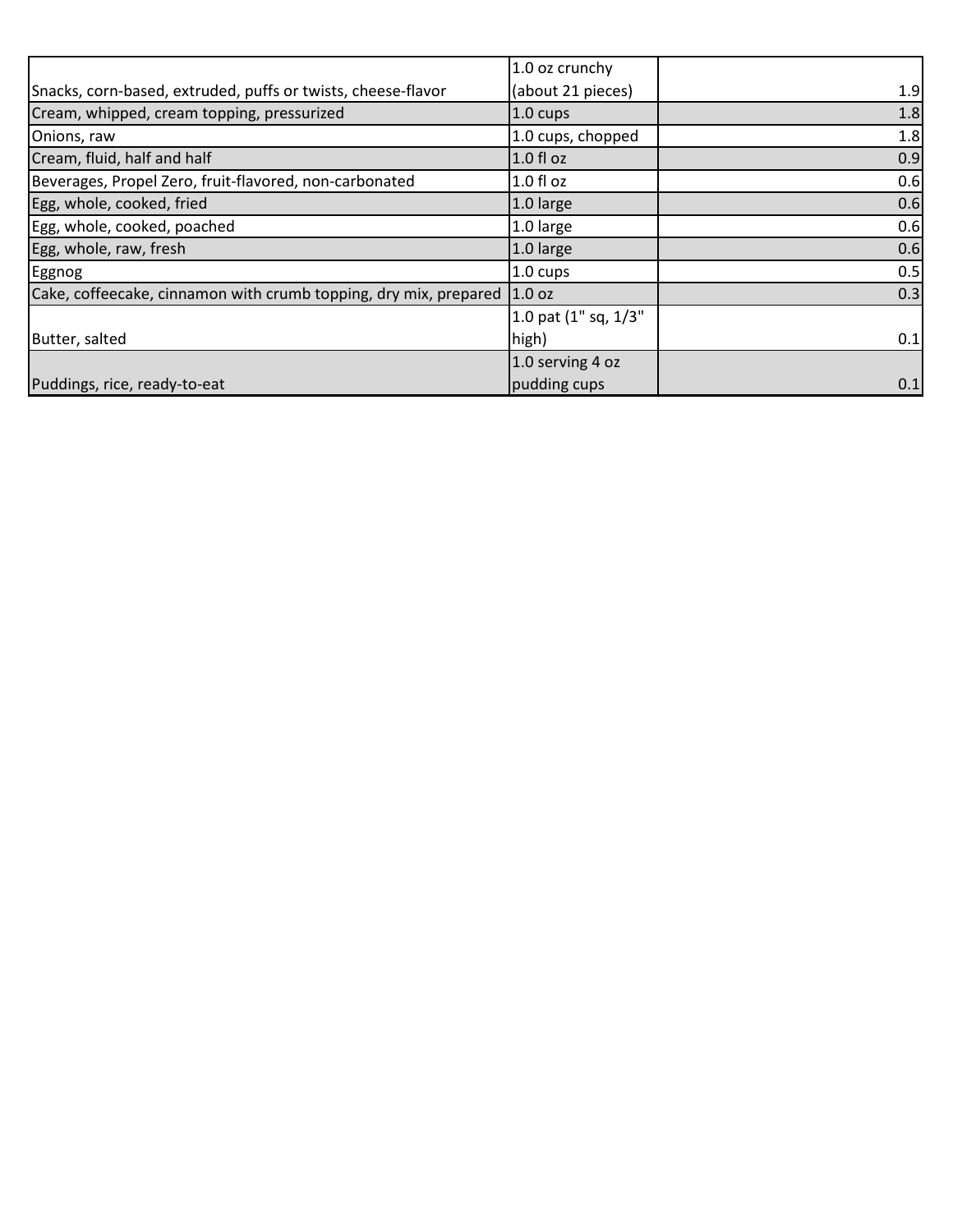| | | |
|---|---|---|
| Snacks, corn-based, extruded, puffs or twists, cheese-flavor | 1.0 oz crunchy (about 21 pieces) | 1.9 |
| Cream, whipped, cream topping, pressurized | 1.0 cups | 1.8 |
| Onions, raw | 1.0 cups, chopped | 1.8 |
| Cream, fluid, half and half | 1.0 fl oz | 0.9 |
| Beverages, Propel Zero, fruit-flavored, non-carbonated | 1.0 fl oz | 0.6 |
| Egg, whole, cooked, fried | 1.0 large | 0.6 |
| Egg, whole, cooked, poached | 1.0 large | 0.6 |
| Egg, whole, raw, fresh | 1.0 large | 0.6 |
| Eggnog | 1.0 cups | 0.5 |
| Cake, coffeecake, cinnamon with crumb topping, dry mix, prepared | 1.0 oz | 0.3 |
| Butter, salted | 1.0 pat (1" sq, 1/3" high) | 0.1 |
| Puddings, rice, ready-to-eat | 1.0 serving 4 oz pudding cups | 0.1 |